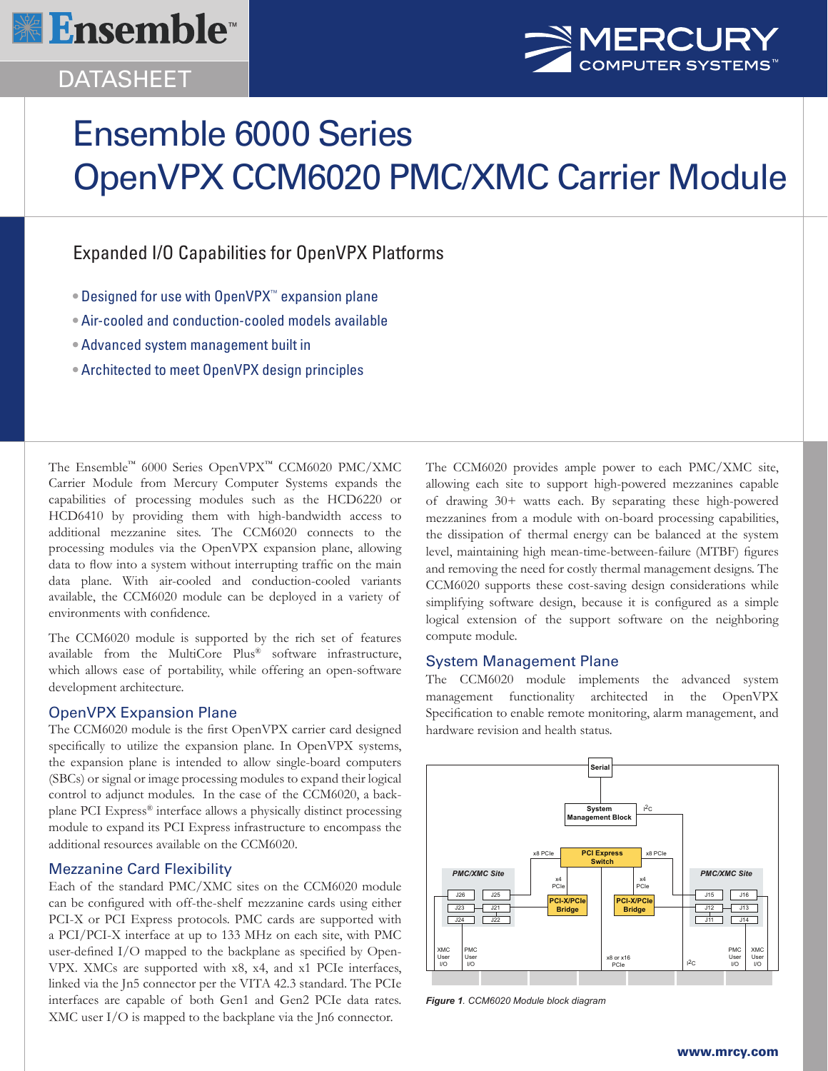Ensemble™

DATASHEET

MERCURY COMPUTER SYSTEMS™

# Ensemble 6000 Series OpenVPX CCM6020 PMC/XMC Carrier Module

## Expanded I/O Capabilities for OpenVPX Platforms

- Designed for use with OpenVPX™ expansion plane
- Air-cooled and conduction-cooled models available
- Advanced system management built in
- Architected to meet OpenVPX design principles

The Ensemble™ 6000 Series OpenVPX™ CCM6020 PMC/XMC Carrier Module from Mercury Computer Systems expands the capabilities of processing modules such as the HCD6220 or HCD6410 by providing them with high-bandwidth access to additional mezzanine sites. The CCM6020 connects to the processing modules via the OpenVPX expansion plane, allowing data to flow into a system without interrupting traffic on the main data plane. With air-cooled and conduction-cooled variants available, the CCM6020 module can be deployed in a variety of environments with confidence.

The CCM6020 module is supported by the rich set of features available from the MultiCore Plus® software infrastructure, which allows ease of portability, while offering an open-software development architecture.

### OpenVPX Expansion Plane

The CCM6020 module is the first OpenVPX carrier card designed specifically to utilize the expansion plane. In OpenVPX systems, the expansion plane is intended to allow single-board computers (SBCs) or signal or image processing modules to expand their logical control to adjunct modules. In the case of the CCM6020, a backplane PCI Express® interface allows a physically distinct processing module to expand its PCI Express infrastructure to encompass the additional resources available on the CCM6020.

### Mezzanine Card Flexibility

Each of the standard PMC/XMC sites on the CCM6020 module can be configured with off-the-shelf mezzanine cards using either PCI-X or PCI Express protocols. PMC cards are supported with a PCI/PCI-X interface at up to 133 MHz on each site, with PMC user-defined I/O mapped to the backplane as specified by OpenVPX. XMCs are supported with x8, x4, and x1 PCIe interfaces, linked via the Jn5 connector per the VITA 42.3 standard. The PCIe interfaces are capable of both Gen1 and Gen2 PCIe data rates. XMC user I/O is mapped to the backplane via the Jn6 connector.

The CCM6020 provides ample power to each PMC/XMC site, allowing each site to support high-powered mezzanines capable of drawing 30+ watts each. By separating these high-powered mezzanines from a module with on-board processing capabilities, the dissipation of thermal energy can be balanced at the system level, maintaining high mean-time-between-failure (MTBF) figures and removing the need for costly thermal management designs. The CCM6020 supports these cost-saving design considerations while simplifying software design, because it is configured as a simple logical extension of the support software on the neighboring compute module.

### System Management Plane

The CCM6020 module implements the advanced system management functionality architected in the OpenVPX Specification to enable remote monitoring, alarm management, and hardware revision and health status.

*Figure 1. CCM6020 Module block diagram*

www.mrcy.com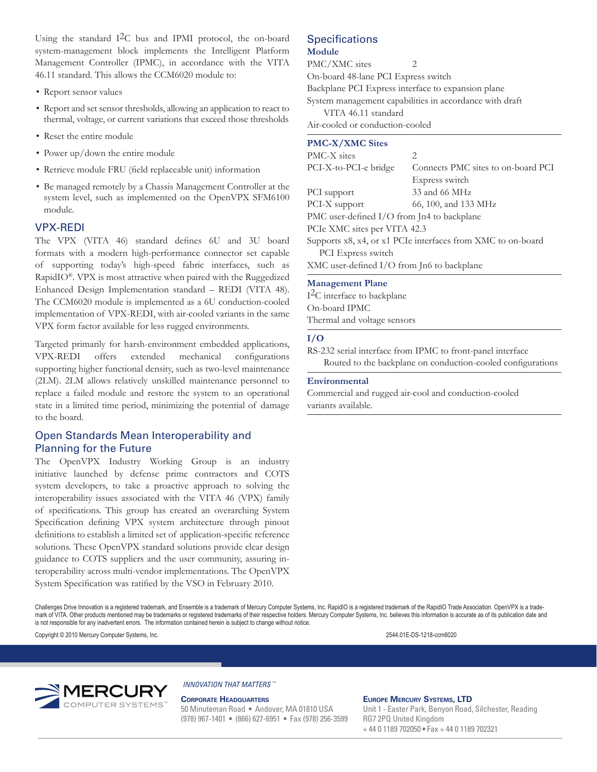Using the standard $I^2C$ bus and IPMI protocol, the on-board system-management block implements the Intelligent Platform Management Controller (IPMC), in accordance with the VITA 46.11 standard. This allows the CCM6020 module to:

- Report sensor values
- Report and set sensor thresholds, allowing an application to react to thermal, voltage, or current variations that exceed those thresholds
- Reset the entire module
- Power up/down the entire module
- Retrieve module FRU (field replaceable unit) information
- Be managed remotely by a Chassis Management Controller at the system level, such as implemented on the OpenVPX SFM6100 module.

## VPX-REDI

The VPX (VITA 46) standard defines 6U and 3U board formats with a modern high-performance connector set capable of supporting today's high-speed fabric interfaces, such as RapidIO®. VPX is most attractive when paired with the Ruggedized Enhanced Design Implementation standard – REDI (VITA 48). The CCM6020 module is implemented as a 6U conduction-cooled implementation of VPX-REDI, with air-cooled variants in the same VPX form factor available for less rugged environments.

Targeted primarily for harsh-environment embedded applications, VPX-REDI offers extended mechanical configurations supporting higher functional density, such as two-level maintenance (2LM). 2LM allows relatively unskilled maintenance personnel to replace a failed module and restore the system to an operational state in a limited time period, minimizing the potential of damage to the board.

## Open Standards Mean Interoperability and Planning for the Future

The OpenVPX Industry Working Group is an industry initiative launched by defense prime contractors and COTS system developers, to take a proactive approach to solving the interoperability issues associated with the VITA 46 (VPX) family of specifications. This group has created an overarching System Specification defining VPX system architecture through pinout definitions to establish a limited set of application-specific reference solutions. These OpenVPX standard solutions provide clear design guidance to COTS suppliers and the user community, assuring interoperability across multi-vendor implementations. The OpenVPX System Specification was ratified by the VSO in February 2010.

## Specifications

### Module

| | |
|---|---|
| PMC/XMC sites | 2 |

On-board 48-lane PCI Express switch

Backplane PCI Express interface to expansion plane

System management capabilities in accordance with draft VITA 46.11 standard

Air-cooled or conduction-cooled

### PMC-X/XMC Sites

| | |
|---|---|
| PMC-X sites | 2 |
| PCI-X-to-PCI-e bridge | Connects PMC sites to on-board PCI Express switch |
| PCI support | 33 and 66 MHz |
| PCI-X support | 66, 100, and 133 MHz |

PMC user-defined I/O from Jn4 to backplane

PCIe XMC sites per VITA 42.3

Supports x8, x4, or x1 PCIe interfaces from XMC to on-board PCI Express switch

XMC user-defined I/O from Jn6 to backplane

### Management Plane

$I^2C$ interface to backplane

On-board IPMC

Thermal and voltage sensors

### I/O

RS-232 serial interface from IPMC to front-panel interface
Routed to the backplane on conduction-cooled configurations

### Environmental

Commercial and rugged air-cool and conduction-cooled variants available.

Challenges Drive Innovation is a registered trademark, and Ensemble is a trademark of Mercury Computer Systems, Inc. RapidIO is a registered trademark of the RapidIO Trade Association. OpenVPX is a trademark of VITA. Other products mentioned may be trademarks or registered trademarks of their respective holders. Mercury Computer Systems, Inc. believes this information is accurate as of its publication date and is not responsible for any inadvertent errors. The information contained herein is subject to change without notice.

Copyright © 2010 Mercury Computer Systems, Inc.

2544.01E-DS-1218-ccm6020

MERCURY COMPUTER SYSTEMS™

*INNOVATION THAT MATTERS™*

**Corporate Headquarters**
50 Minuteman Road • Andover, MA 01810 USA
(978) 967-1401 • (866) 627-6951 • Fax (978) 256-3599

**Europe Mercury Systems, LTD**
Unit 1 - Easter Park, Benyon Road, Silchester, Reading RG7 2PQ United Kingdom
+ 44 0 1189 702050 • Fax + 44 0 1189 702321